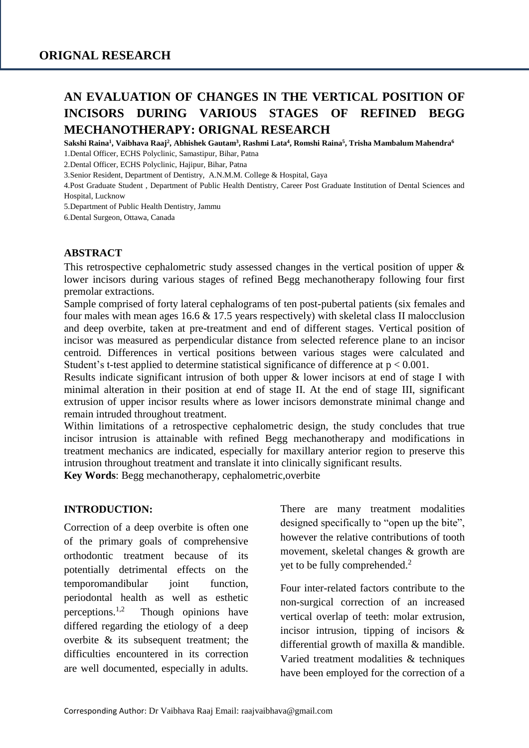## ORIGNAL RESEARCH

# AN EVALUATION OF CHANGES IN THE VERTICAL POSITION OF INCISORS DURING VARIOUS STAGES OF REFINED BEGG MECHANOTHERAPY: ORIGNAL RESEARCH

**Sakshi Raina[1], Vaibhava Raaj[2], Abhishek Gautam[3], Rashmi Lata[4], Romshi Raina[5], Trisha Mambalum Mahendra[6]**

1.Dental Officer, ECHS Polyclinic, Samastipur, Bihar, Patna

2.Dental Officer, ECHS Polyclinic, Hajipur, Bihar, Patna

3.Senior Resident, Department of Dentistry, A.N.M.M. College & Hospital, Gaya

4.Post Graduate Student , Department of Public Health Dentistry, Career Post Graduate Institution of Dental Sciences and Hospital, Lucknow

5.Department of Public Health Dentistry, Jammu

6.Dental Surgeon, Ottawa, Canada

### ABSTRACT

This retrospective cephalometric study assessed changes in the vertical position of upper & lower incisors during various stages of refined Begg mechanotherapy following four first premolar extractions.

Sample comprised of forty lateral cephalograms of ten post-pubertal patients (six females and four males with mean ages 16.6 & 17.5 years respectively) with skeletal class II malocclusion and deep overbite, taken at pre-treatment and end of different stages. Vertical position of incisor was measured as perpendicular distance from selected reference plane to an incisor centroid. Differences in vertical positions between various stages were calculated and Student's t-test applied to determine statistical significance of difference at $p < 0.001$.

Results indicate significant intrusion of both upper & lower incisors at end of stage I with minimal alteration in their position at end of stage II. At the end of stage III, significant extrusion of upper incisor results where as lower incisors demonstrate minimal change and remain intruded throughout treatment.

Within limitations of a retrospective cephalometric design, the study concludes that true incisor intrusion is attainable with refined Begg mechanotherapy and modifications in treatment mechanics are indicated, especially for maxillary anterior region to preserve this intrusion throughout treatment and translate it into clinically significant results.

**Key Words**: Begg mechanotherapy, cephalometric,overbite

### INTRODUCTION:

Correction of a deep overbite is often one of the primary goals of comprehensive orthodontic treatment because of its potentially detrimental effects on the temporomandibular joint function, periodontal health as well as esthetic perceptions.[1,2] Though opinions have differed regarding the etiology of a deep overbite & its subsequent treatment; the difficulties encountered in its correction are well documented, especially in adults. There are many treatment modalities designed specifically to "open up the bite", however the relative contributions of tooth movement, skeletal changes & growth are yet to be fully comprehended.[2]

Four inter-related factors contribute to the non-surgical correction of an increased vertical overlap of teeth: molar extrusion, incisor intrusion, tipping of incisors & differential growth of maxilla & mandible. Varied treatment modalities & techniques have been employed for the correction of a

Corresponding Author: Dr Vaibhava Raaj Email: raajvaibhava@gmail.com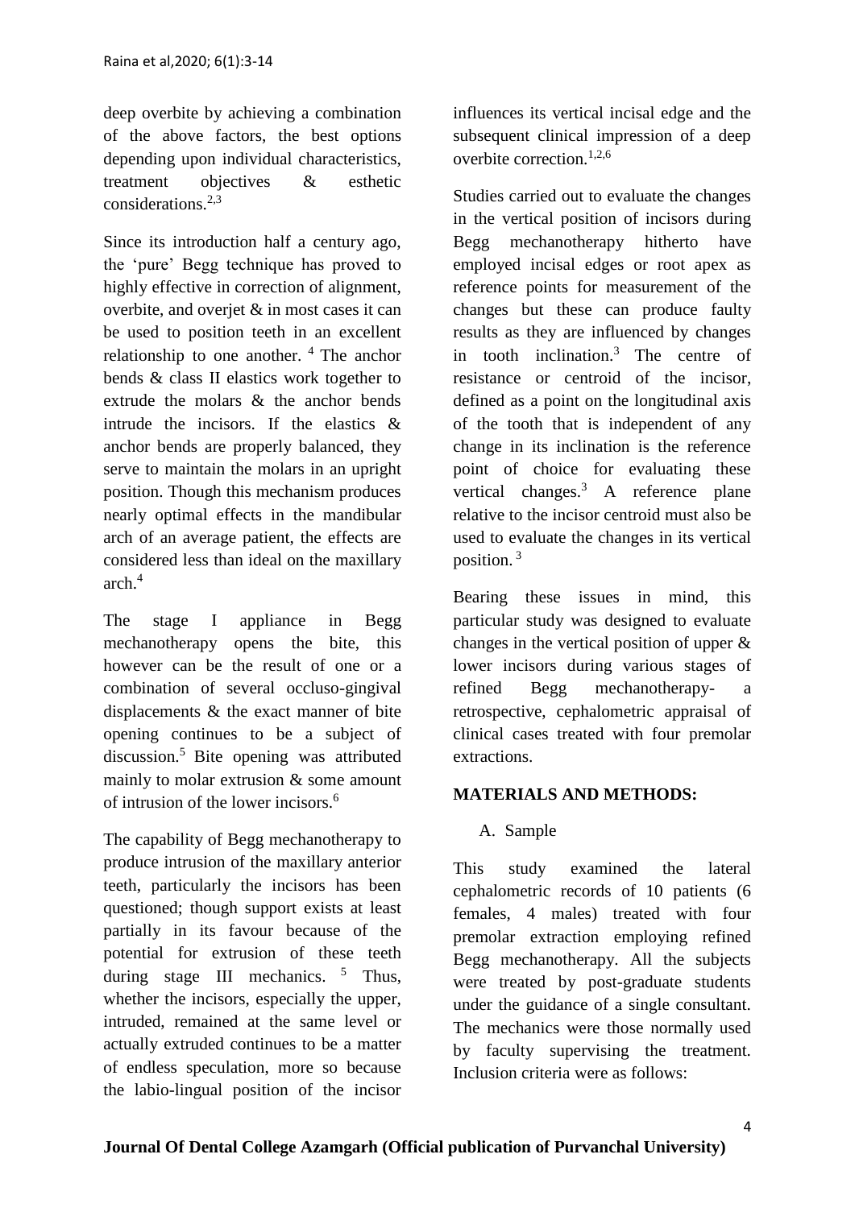deep overbite by achieving a combination of the above factors, the best options depending upon individual characteristics, treatment objectives & esthetic considerations.[2,3]

Since its introduction half a century ago, the 'pure' Begg technique has proved to highly effective in correction of alignment, overbite, and overjet & in most cases it can be used to position teeth in an excellent relationship to one another. [4] The anchor bends & class II elastics work together to extrude the molars & the anchor bends intrude the incisors. If the elastics & anchor bends are properly balanced, they serve to maintain the molars in an upright position. Though this mechanism produces nearly optimal effects in the mandibular arch of an average patient, the effects are considered less than ideal on the maxillary arch.[4]

The stage I appliance in Begg mechanotherapy opens the bite, this however can be the result of one or a combination of several occluso-gingival displacements & the exact manner of bite opening continues to be a subject of discussion.[5] Bite opening was attributed mainly to molar extrusion & some amount of intrusion of the lower incisors.[6]

The capability of Begg mechanotherapy to produce intrusion of the maxillary anterior teeth, particularly the incisors has been questioned; though support exists at least partially in its favour because of the potential for extrusion of these teeth during stage III mechanics. [5] Thus, whether the incisors, especially the upper, intruded, remained at the same level or actually extruded continues to be a matter of endless speculation, more so because the labio-lingual position of the incisor influences its vertical incisal edge and the subsequent clinical impression of a deep overbite correction.[1,2,6]

Studies carried out to evaluate the changes in the vertical position of incisors during Begg mechanotherapy hitherto have employed incisal edges or root apex as reference points for measurement of the changes but these can produce faulty results as they are influenced by changes in tooth inclination.[3] The centre of resistance or centroid of the incisor, defined as a point on the longitudinal axis of the tooth that is independent of any change in its inclination is the reference point of choice for evaluating these vertical changes.[3] A reference plane relative to the incisor centroid must also be used to evaluate the changes in its vertical position. [3]

Bearing these issues in mind, this particular study was designed to evaluate changes in the vertical position of upper & lower incisors during various stages of refined Begg mechanotherapy- a retrospective, cephalometric appraisal of clinical cases treated with four premolar extractions.

## MATERIALS AND METHODS:

A. Sample

This study examined the lateral cephalometric records of 10 patients (6 females, 4 males) treated with four premolar extraction employing refined Begg mechanotherapy. All the subjects were treated by post-graduate students under the guidance of a single consultant. The mechanics were those normally used by faculty supervising the treatment. Inclusion criteria were as follows: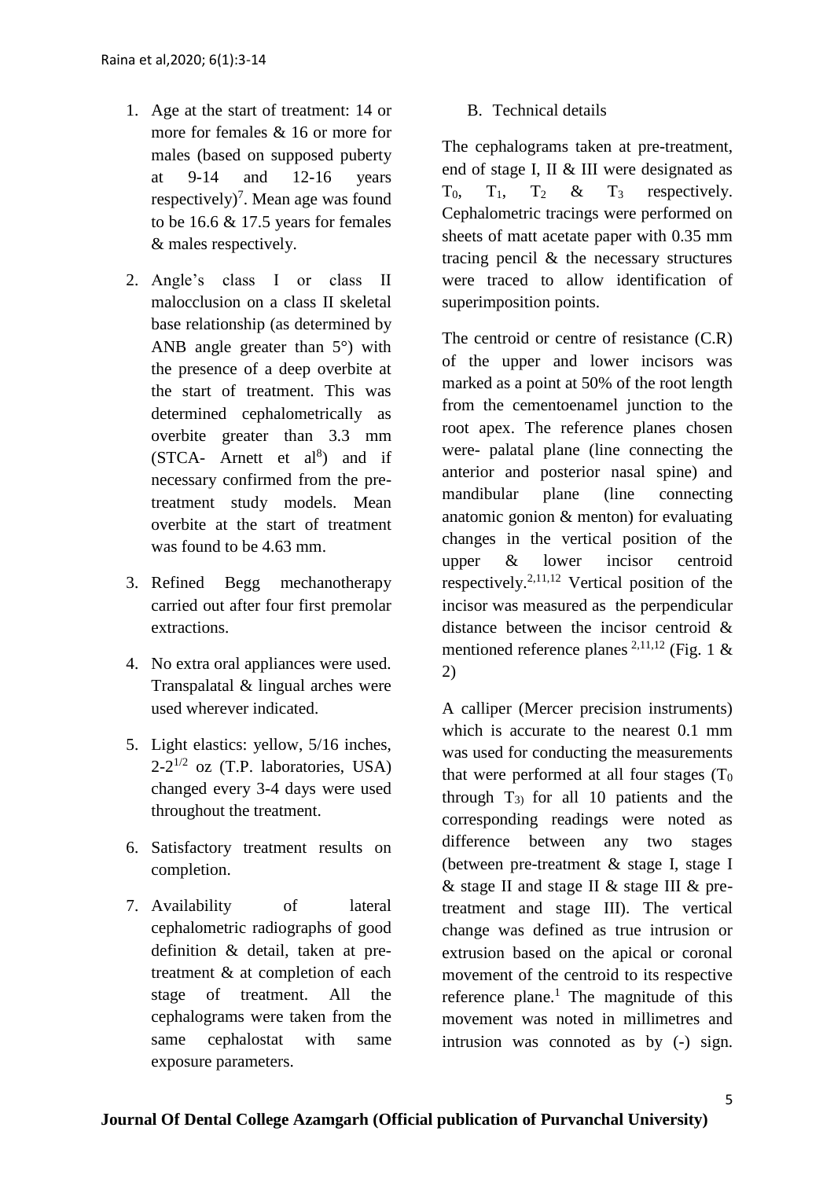1. Age at the start of treatment: 14 or more for females & 16 or more for males (based on supposed puberty at 9-14 and 12-16 years respectively)[7]. Mean age was found to be 16.6 & 17.5 years for females & males respectively.

2. Angle's class I or class II malocclusion on a class II skeletal base relationship (as determined by ANB angle greater than 5°) with the presence of a deep overbite at the start of treatment. This was determined cephalometrically as overbite greater than 3.3 mm (STCA- Arnett et al[8]) and if necessary confirmed from the pre-treatment study models. Mean overbite at the start of treatment was found to be 4.63 mm.

3. Refined Begg mechanotherapy carried out after four first premolar extractions.

4. No extra oral appliances were used. Transpalatal & lingual arches were used wherever indicated.

5. Light elastics: yellow, 5/16 inches, $2\text{-}2^{1/2}$ oz (T.P. laboratories, USA) changed every 3-4 days were used throughout the treatment.

6. Satisfactory treatment results on completion.

7. Availability of lateral cephalometric radiographs of good definition & detail, taken at pre-treatment & at completion of each stage of treatment. All the cephalograms were taken from the same cephalostat with same exposure parameters.

B. Technical details

The cephalograms taken at pre-treatment, end of stage I, II & III were designated as $T_0$, $T_1$, $T_2$ & $T_3$ respectively. Cephalometric tracings were performed on sheets of matt acetate paper with 0.35 mm tracing pencil & the necessary structures were traced to allow identification of superimposition points.

The centroid or centre of resistance (C.R) of the upper and lower incisors was marked as a point at 50% of the root length from the cementoenamel junction to the root apex. The reference planes chosen were- palatal plane (line connecting the anterior and posterior nasal spine) and mandibular plane (line connecting anatomic gonion & menton) for evaluating changes in the vertical position of the upper & lower incisor centroid respectively.[2,11,12] Vertical position of the incisor was measured as the perpendicular distance between the incisor centroid & mentioned reference planes [2,11,12] (Fig. 1 & 2)

A calliper (Mercer precision instruments) which is accurate to the nearest 0.1 mm was used for conducting the measurements that were performed at all four stages ($T_0$ through $T_3$) for all 10 patients and the corresponding readings were noted as difference between any two stages (between pre-treatment & stage I, stage I & stage II and stage II & stage III & pre-treatment and stage III). The vertical change was defined as true intrusion or extrusion based on the apical or coronal movement of the centroid to its respective reference plane.[1] The magnitude of this movement was noted in millimetres and intrusion was connoted as by (-) sign.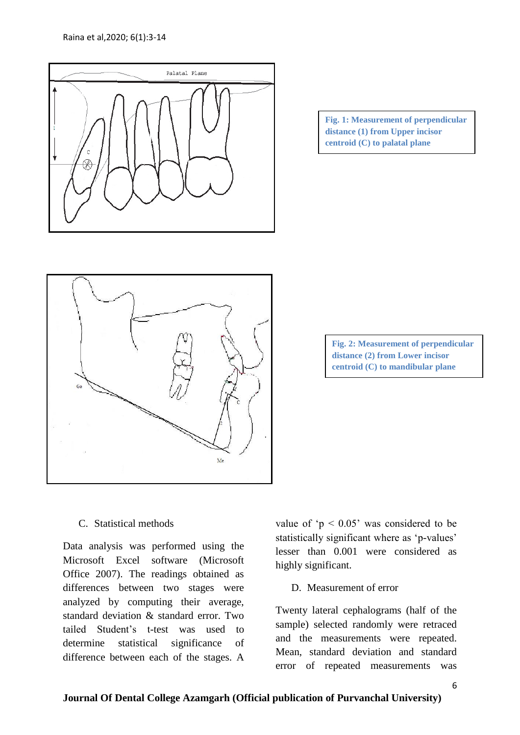Fig. 1: Measurement of perpendicular distance (1) from Upper incisor centroid (C) to palatal plane

Fig. 2: Measurement of perpendicular distance (2) from Lower incisor centroid (C) to mandibular plane

C. Statistical methods

Data analysis was performed using the Microsoft Excel software (Microsoft Office 2007). The readings obtained as differences between two stages were analyzed by computing their average, standard deviation & standard error. Two tailed Student's t-test was used to determine statistical significance of difference between each of the stages. A value of '$p < 0.05$' was considered to be statistically significant where as 'p-values' lesser than 0.001 were considered as highly significant.

D. Measurement of error

Twenty lateral cephalograms (half of the sample) selected randomly were retraced and the measurements were repeated. Mean, standard deviation and standard error of repeated measurements was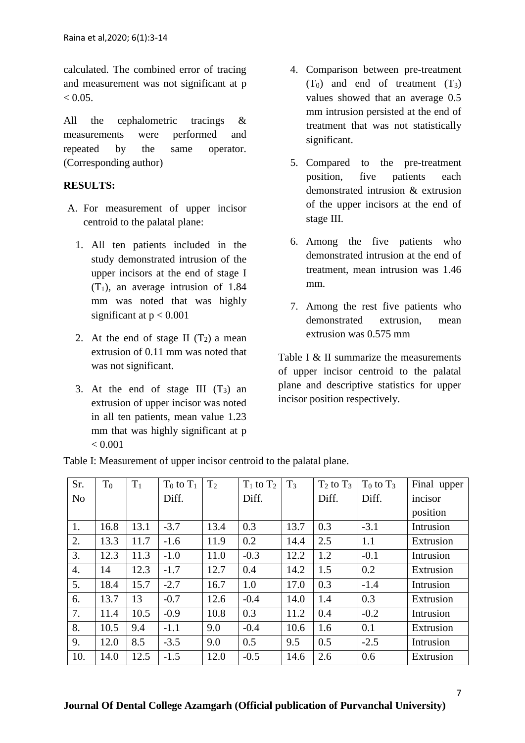calculated. The combined error of tracing and measurement was not significant at $p < 0.05$.

All the cephalometric tracings & measurements were performed and repeated by the same operator. (Corresponding author)

**RESULTS:**

A. For measurement of upper incisor centroid to the palatal plane:

1. All ten patients included in the study demonstrated intrusion of the upper incisors at the end of stage I ($T_1$), an average intrusion of 1.84 mm was noted that was highly significant at $p < 0.001$
2. At the end of stage II ($T_2$) a mean extrusion of 0.11 mm was noted that was not significant.
3. At the end of stage III ($T_3$) an extrusion of upper incisor was noted in all ten patients, mean value 1.23 mm that was highly significant at $p < 0.001$
4. Comparison between pre-treatment ($T_0$) and end of treatment ($T_3$) values showed that an average 0.5 mm intrusion persisted at the end of treatment that was not statistically significant.
5. Compared to the pre-treatment position, five patients each demonstrated intrusion & extrusion of the upper incisors at the end of stage III.
6. Among the five patients who demonstrated intrusion at the end of treatment, mean intrusion was 1.46 mm.
7. Among the rest five patients who demonstrated extrusion, mean extrusion was 0.575 mm

Table I & II summarize the measurements of upper incisor centroid to the palatal plane and descriptive statistics for upper incisor position respectively.

Table I: Measurement of upper incisor centroid to the palatal plane.

| Sr. No | $T_0$ | $T_1$ | $T_0$ to $T_1$ Diff. | $T_2$ | $T_1$ to $T_2$ Diff. | $T_3$ | $T_2$ to $T_3$ Diff. | $T_0$ to $T_3$ Diff. | Final upper incisor position |
|---|---|---|---|---|---|---|---|---|---|
| 1. | 16.8 | 13.1 | -3.7 | 13.4 | 0.3 | 13.7 | 0.3 | -3.1 | Intrusion |
| 2. | 13.3 | 11.7 | -1.6 | 11.9 | 0.2 | 14.4 | 2.5 | 1.1 | Extrusion |
| 3. | 12.3 | 11.3 | -1.0 | 11.0 | -0.3 | 12.2 | 1.2 | -0.1 | Intrusion |
| 4. | 14 | 12.3 | -1.7 | 12.7 | 0.4 | 14.2 | 1.5 | 0.2 | Extrusion |
| 5. | 18.4 | 15.7 | -2.7 | 16.7 | 1.0 | 17.0 | 0.3 | -1.4 | Intrusion |
| 6. | 13.7 | 13 | -0.7 | 12.6 | -0.4 | 14.0 | 1.4 | 0.3 | Extrusion |
| 7. | 11.4 | 10.5 | -0.9 | 10.8 | 0.3 | 11.2 | 0.4 | -0.2 | Intrusion |
| 8. | 10.5 | 9.4 | -1.1 | 9.0 | -0.4 | 10.6 | 1.6 | 0.1 | Extrusion |
| 9. | 12.0 | 8.5 | -3.5 | 9.0 | 0.5 | 9.5 | 0.5 | -2.5 | Intrusion |
| 10. | 14.0 | 12.5 | -1.5 | 12.0 | -0.5 | 14.6 | 2.6 | 0.6 | Extrusion |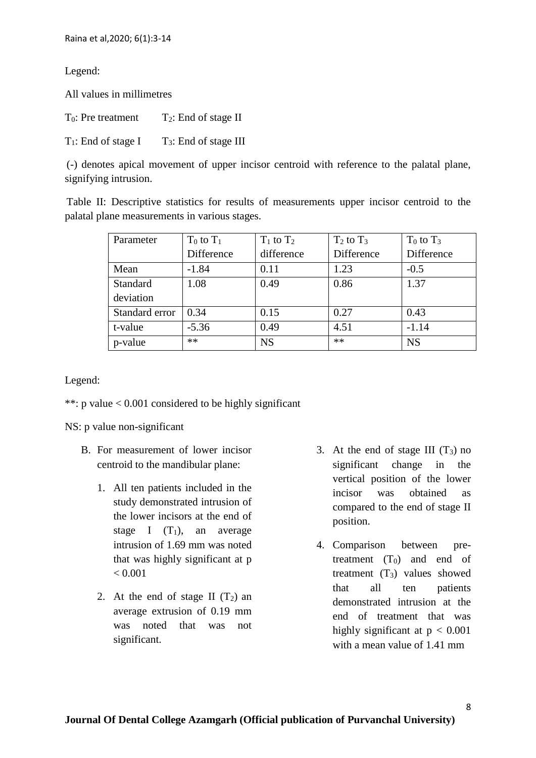Legend:

All values in millimetres

$T_0$: Pre treatment $T_2$: End of stage II

$T_1$: End of stage I $T_3$: End of stage III

(-) denotes apical movement of upper incisor centroid with reference to the palatal plane, signifying intrusion.

Table II: Descriptive statistics for results of measurements upper incisor centroid to the palatal plane measurements in various stages.

| Parameter | $T_0$ to $T_1$ Difference | $T_1$ to $T_2$ difference | $T_2$ to $T_3$ Difference | $T_0$ to $T_3$ Difference |
|---|---|---|---|---|
| Mean | -1.84 | 0.11 | 1.23 | -0.5 |
| Standard deviation | 1.08 | 0.49 | 0.86 | 1.37 |
| Standard error | 0.34 | 0.15 | 0.27 | 0.43 |
| t-value | -5.36 | 0.49 | 4.51 | -1.14 |
| p-value | ** | NS | ** | NS |

Legend:

**: p value < 0.001 considered to be highly significant

NS: p value non-significant

B. For measurement of lower incisor centroid to the mandibular plane:

1. All ten patients included in the study demonstrated intrusion of the lower incisors at the end of stage I ($T_1$), an average intrusion of 1.69 mm was noted that was highly significant at $p < 0.001$
2. At the end of stage II ($T_2$) an average extrusion of 0.19 mm was noted that was not significant.
3. At the end of stage III ($T_3$) no significant change in the vertical position of the lower incisor was obtained as compared to the end of stage II position.
4. Comparison between pre-treatment ($T_0$) and end of treatment ($T_3$) values showed that all ten patients demonstrated intrusion at the end of treatment that was highly significant at $p < 0.001$ with a mean value of 1.41 mm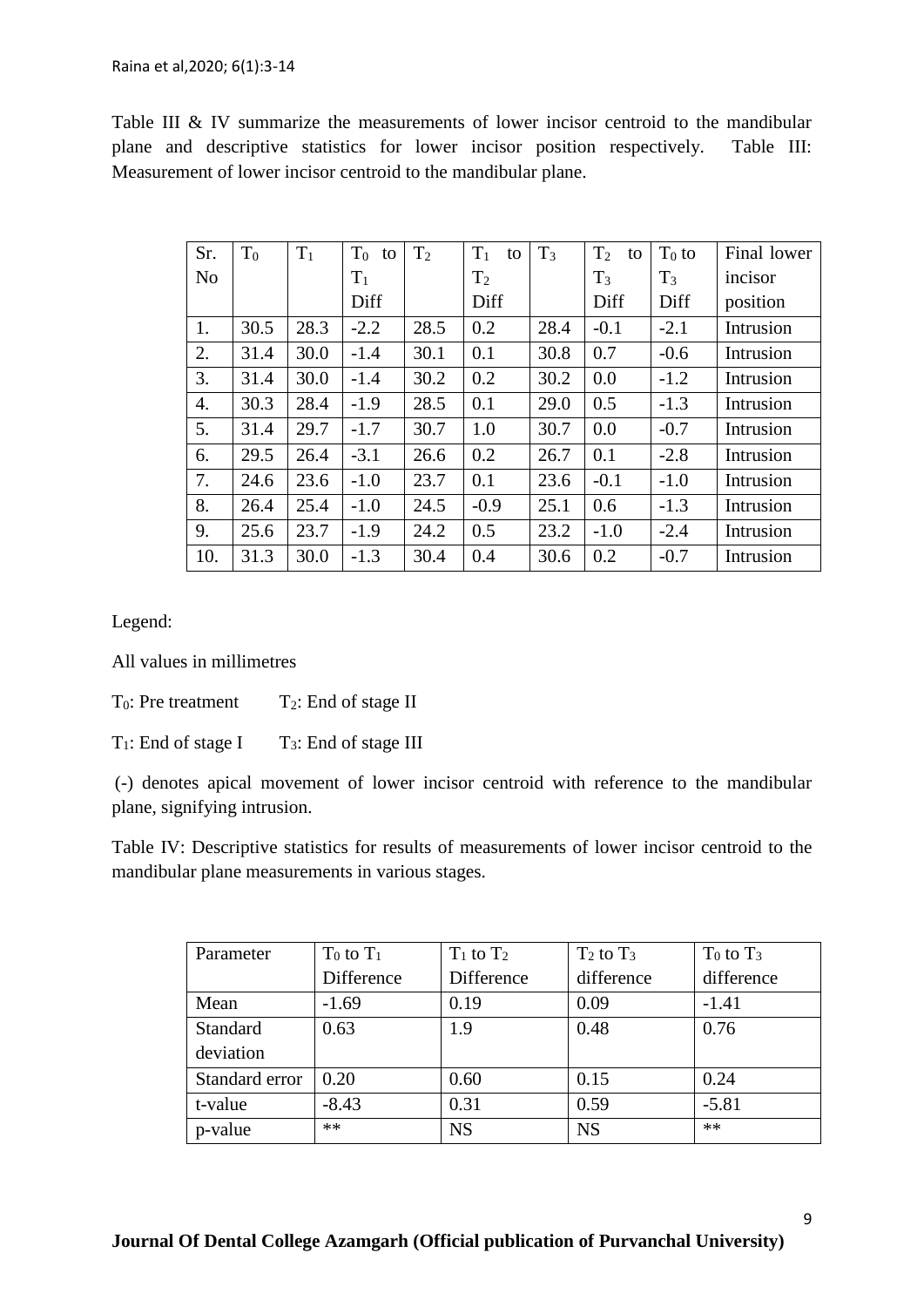Table III & IV summarize the measurements of lower incisor centroid to the mandibular plane and descriptive statistics for lower incisor position respectively. Table III: Measurement of lower incisor centroid to the mandibular plane.

| Sr. No | $T_0$ | $T_1$ | $T_0$ to $T_1$ Diff | $T_2$ | $T_1$ to $T_2$ Diff | $T_3$ | $T_2$ to $T_3$ Diff | $T_0$ to $T_3$ Diff | Final lower incisor position |
|---|---|---|---|---|---|---|---|---|---|
| 1. | 30.5 | 28.3 | -2.2 | 28.5 | 0.2 | 28.4 | -0.1 | -2.1 | Intrusion |
| 2. | 31.4 | 30.0 | -1.4 | 30.1 | 0.1 | 30.8 | 0.7 | -0.6 | Intrusion |
| 3. | 31.4 | 30.0 | -1.4 | 30.2 | 0.2 | 30.2 | 0.0 | -1.2 | Intrusion |
| 4. | 30.3 | 28.4 | -1.9 | 28.5 | 0.1 | 29.0 | 0.5 | -1.3 | Intrusion |
| 5. | 31.4 | 29.7 | -1.7 | 30.7 | 1.0 | 30.7 | 0.0 | -0.7 | Intrusion |
| 6. | 29.5 | 26.4 | -3.1 | 26.6 | 0.2 | 26.7 | 0.1 | -2.8 | Intrusion |
| 7. | 24.6 | 23.6 | -1.0 | 23.7 | 0.1 | 23.6 | -0.1 | -1.0 | Intrusion |
| 8. | 26.4 | 25.4 | -1.0 | 24.5 | -0.9 | 25.1 | 0.6 | -1.3 | Intrusion |
| 9. | 25.6 | 23.7 | -1.9 | 24.2 | 0.5 | 23.2 | -1.0 | -2.4 | Intrusion |
| 10. | 31.3 | 30.0 | -1.3 | 30.4 | 0.4 | 30.6 | 0.2 | -0.7 | Intrusion |

Legend:

All values in millimetres

$T_0$: Pre treatment $T_2$: End of stage II

$T_1$: End of stage I $T_3$: End of stage III

(-) denotes apical movement of lower incisor centroid with reference to the mandibular plane, signifying intrusion.

Table IV: Descriptive statistics for results of measurements of lower incisor centroid to the mandibular plane measurements in various stages.

| Parameter | $T_0$ to $T_1$ Difference | $T_1$ to $T_2$ Difference | $T_2$ to $T_3$ difference | $T_0$ to $T_3$ difference |
|---|---|---|---|---|
| Mean | -1.69 | 0.19 | 0.09 | -1.41 |
| Standard deviation | 0.63 | 1.9 | 0.48 | 0.76 |
| Standard error | 0.20 | 0.60 | 0.15 | 0.24 |
| t-value | -8.43 | 0.31 | 0.59 | -5.81 |
| p-value | ** | NS | NS | ** |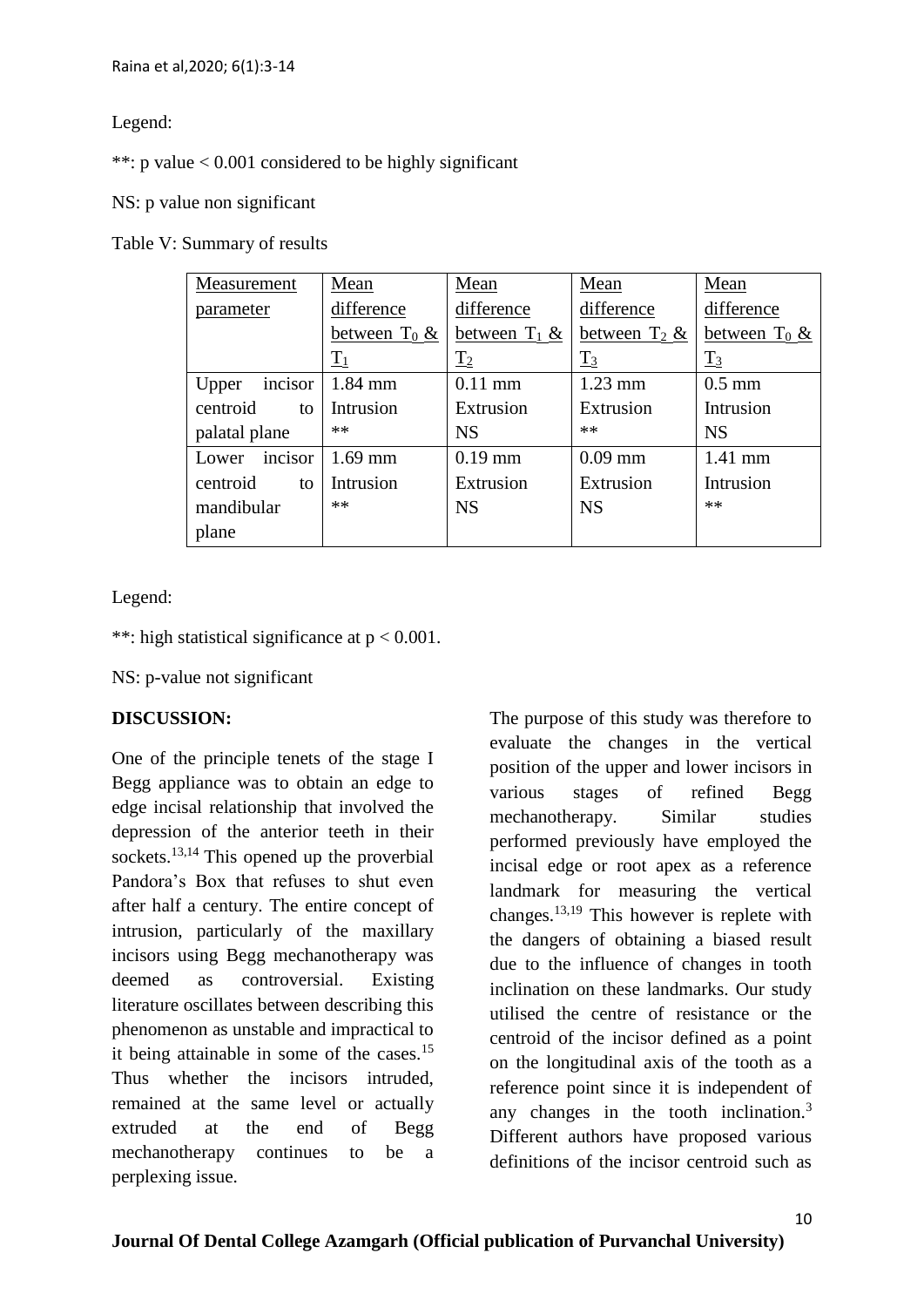Legend:

**: p value < 0.001 considered to be highly significant

NS: p value non significant

Table V: Summary of results

| Measurement parameter | Mean difference between $T_0$ & $T_1$ | Mean difference between $T_1$ & $T_2$ | Mean difference between $T_2$ & $T_3$ | Mean difference between $T_0$ & $T_3$ |
|---|---|---|---|---|
| Upper incisor centroid to palatal plane | 1.84 mm Intrusion ** | 0.11 mm Extrusion NS | 1.23 mm Extrusion ** | 0.5 mm Intrusion NS |
| Lower incisor centroid to mandibular plane | 1.69 mm Intrusion ** | 0.19 mm Extrusion NS | 0.09 mm Extrusion NS | 1.41 mm Intrusion ** |

Legend:

**: high statistical significance at $p < 0.001$.

NS: p-value not significant

**DISCUSSION:**

One of the principle tenets of the stage I Begg appliance was to obtain an edge to edge incisal relationship that involved the depression of the anterior teeth in their sockets.[13,14] This opened up the proverbial Pandora's Box that refuses to shut even after half a century. The entire concept of intrusion, particularly of the maxillary incisors using Begg mechanotherapy was deemed as controversial. Existing literature oscillates between describing this phenomenon as unstable and impractical to it being attainable in some of the cases.[15] Thus whether the incisors intruded, remained at the same level or actually extruded at the end of Begg mechanotherapy continues to be a perplexing issue.

The purpose of this study was therefore to evaluate the changes in the vertical position of the upper and lower incisors in various stages of refined Begg mechanotherapy. Similar studies performed previously have employed the incisal edge or root apex as a reference landmark for measuring the vertical changes.[13,19] This however is replete with the dangers of obtaining a biased result due to the influence of changes in tooth inclination on these landmarks. Our study utilised the centre of resistance or the centroid of the incisor defined as a point on the longitudinal axis of the tooth as a reference point since it is independent of any changes in the tooth inclination.[3] Different authors have proposed various definitions of the incisor centroid such as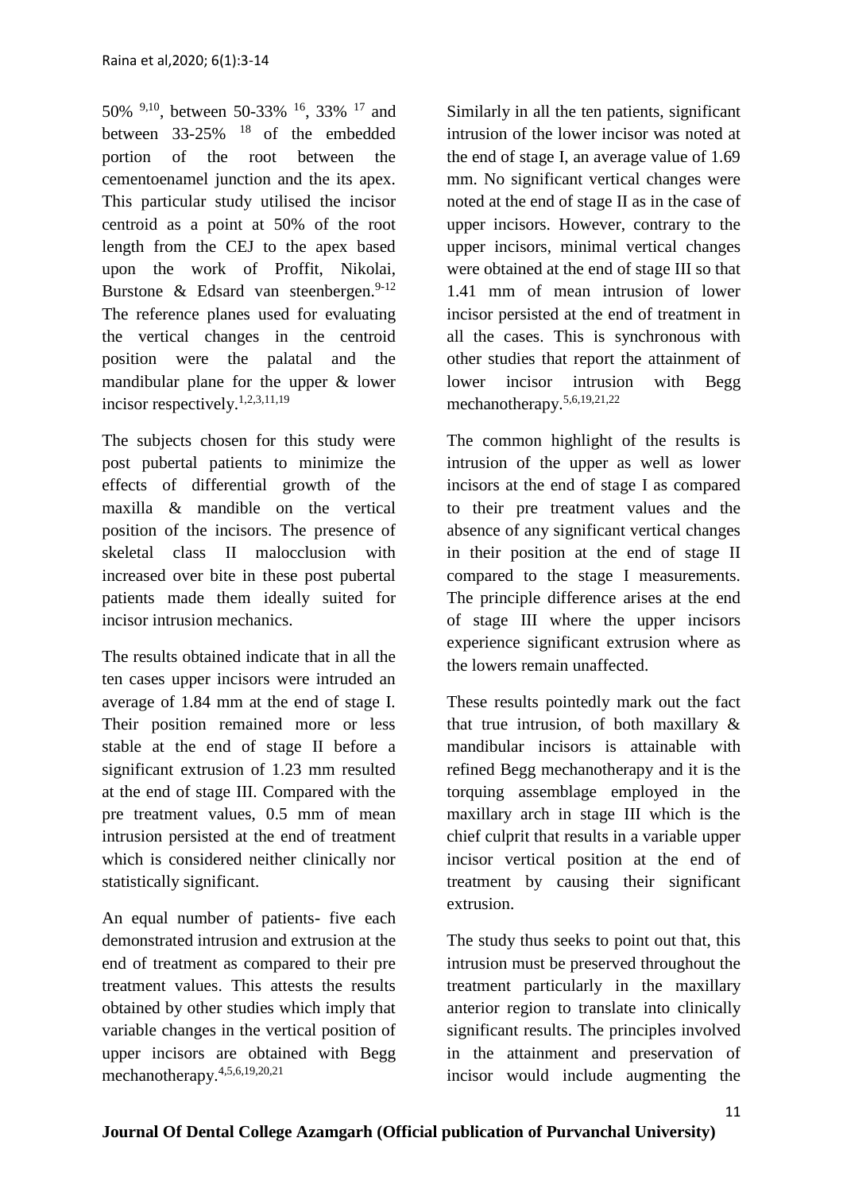50% [9,10], between 50-33% [16], 33% [17] and between 33-25% [18] of the embedded portion of the root between the cementoenamel junction and the its apex. This particular study utilised the incisor centroid as a point at 50% of the root length from the CEJ to the apex based upon the work of Proffit, Nikolai, Burstone & Edsard van steenbergen.[9-12] The reference planes used for evaluating the vertical changes in the centroid position were the palatal and the mandibular plane for the upper & lower incisor respectively.[1,2,3,11,19]

The subjects chosen for this study were post pubertal patients to minimize the effects of differential growth of the maxilla & mandible on the vertical position of the incisors. The presence of skeletal class II malocclusion with increased over bite in these post pubertal patients made them ideally suited for incisor intrusion mechanics.

The results obtained indicate that in all the ten cases upper incisors were intruded an average of 1.84 mm at the end of stage I. Their position remained more or less stable at the end of stage II before a significant extrusion of 1.23 mm resulted at the end of stage III. Compared with the pre treatment values, 0.5 mm of mean intrusion persisted at the end of treatment which is considered neither clinically nor statistically significant.

An equal number of patients- five each demonstrated intrusion and extrusion at the end of treatment as compared to their pre treatment values. This attests the results obtained by other studies which imply that variable changes in the vertical position of upper incisors are obtained with Begg mechanotherapy.[4,5,6,19,20,21]

Similarly in all the ten patients, significant intrusion of the lower incisor was noted at the end of stage I, an average value of 1.69 mm. No significant vertical changes were noted at the end of stage II as in the case of upper incisors. However, contrary to the upper incisors, minimal vertical changes were obtained at the end of stage III so that 1.41 mm of mean intrusion of lower incisor persisted at the end of treatment in all the cases. This is synchronous with other studies that report the attainment of lower incisor intrusion with Begg mechanotherapy.[5,6,19,21,22]

The common highlight of the results is intrusion of the upper as well as lower incisors at the end of stage I as compared to their pre treatment values and the absence of any significant vertical changes in their position at the end of stage II compared to the stage I measurements. The principle difference arises at the end of stage III where the upper incisors experience significant extrusion where as the lowers remain unaffected.

These results pointedly mark out the fact that true intrusion, of both maxillary & mandibular incisors is attainable with refined Begg mechanotherapy and it is the torquing assemblage employed in the maxillary arch in stage III which is the chief culprit that results in a variable upper incisor vertical position at the end of treatment by causing their significant extrusion.

The study thus seeks to point out that, this intrusion must be preserved throughout the treatment particularly in the maxillary anterior region to translate into clinically significant results. The principles involved in the attainment and preservation of incisor would include augmenting the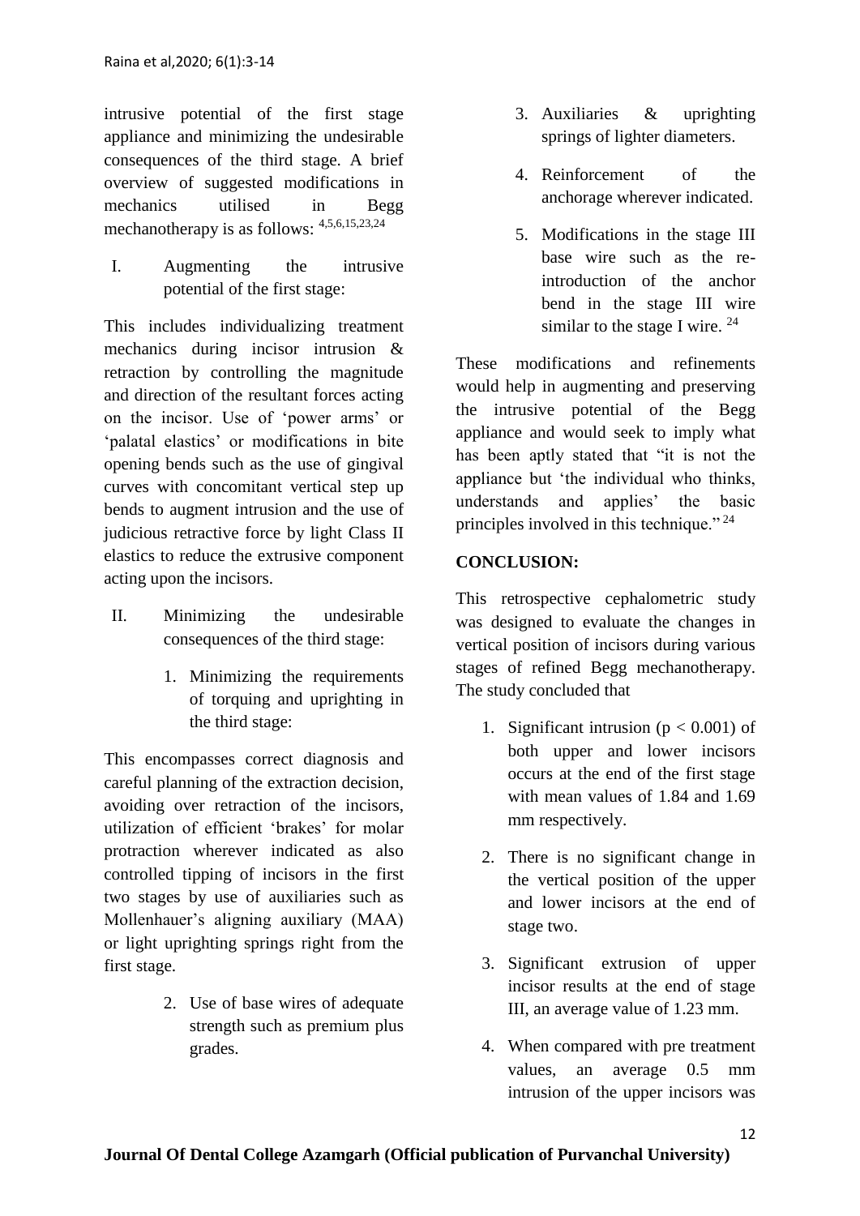intrusive potential of the first stage appliance and minimizing the undesirable consequences of the third stage. A brief overview of suggested modifications in mechanics utilised in Begg mechanotherapy is as follows: [4,5,6,15,23,24]

I. Augmenting the intrusive potential of the first stage:

This includes individualizing treatment mechanics during incisor intrusion & retraction by controlling the magnitude and direction of the resultant forces acting on the incisor. Use of 'power arms' or 'palatal elastics' or modifications in bite opening bends such as the use of gingival curves with concomitant vertical step up bends to augment intrusion and the use of judicious retractive force by light Class II elastics to reduce the extrusive component acting upon the incisors.

II. Minimizing the undesirable consequences of the third stage:

1. Minimizing the requirements of torquing and uprighting in the third stage:

This encompasses correct diagnosis and careful planning of the extraction decision, avoiding over retraction of the incisors, utilization of efficient 'brakes' for molar protraction wherever indicated as also controlled tipping of incisors in the first two stages by use of auxiliaries such as Mollenhauer's aligning auxiliary (MAA) or light uprighting springs right from the first stage.

2. Use of base wires of adequate strength such as premium plus grades.
3. Auxiliaries & uprighting springs of lighter diameters.
4. Reinforcement of the anchorage wherever indicated.
5. Modifications in the stage III base wire such as the re-introduction of the anchor bend in the stage III wire similar to the stage I wire. [24]

These modifications and refinements would help in augmenting and preserving the intrusive potential of the Begg appliance and would seek to imply what has been aptly stated that "it is not the appliance but 'the individual who thinks, understands and applies' the basic principles involved in this technique." [24]

## CONCLUSION:

This retrospective cephalometric study was designed to evaluate the changes in vertical position of incisors during various stages of refined Begg mechanotherapy. The study concluded that

1. Significant intrusion ($p < 0.001$) of both upper and lower incisors occurs at the end of the first stage with mean values of 1.84 and 1.69 mm respectively.
2. There is no significant change in the vertical position of the upper and lower incisors at the end of stage two.
3. Significant extrusion of upper incisor results at the end of stage III, an average value of 1.23 mm.
4. When compared with pre treatment values, an average 0.5 mm intrusion of the upper incisors was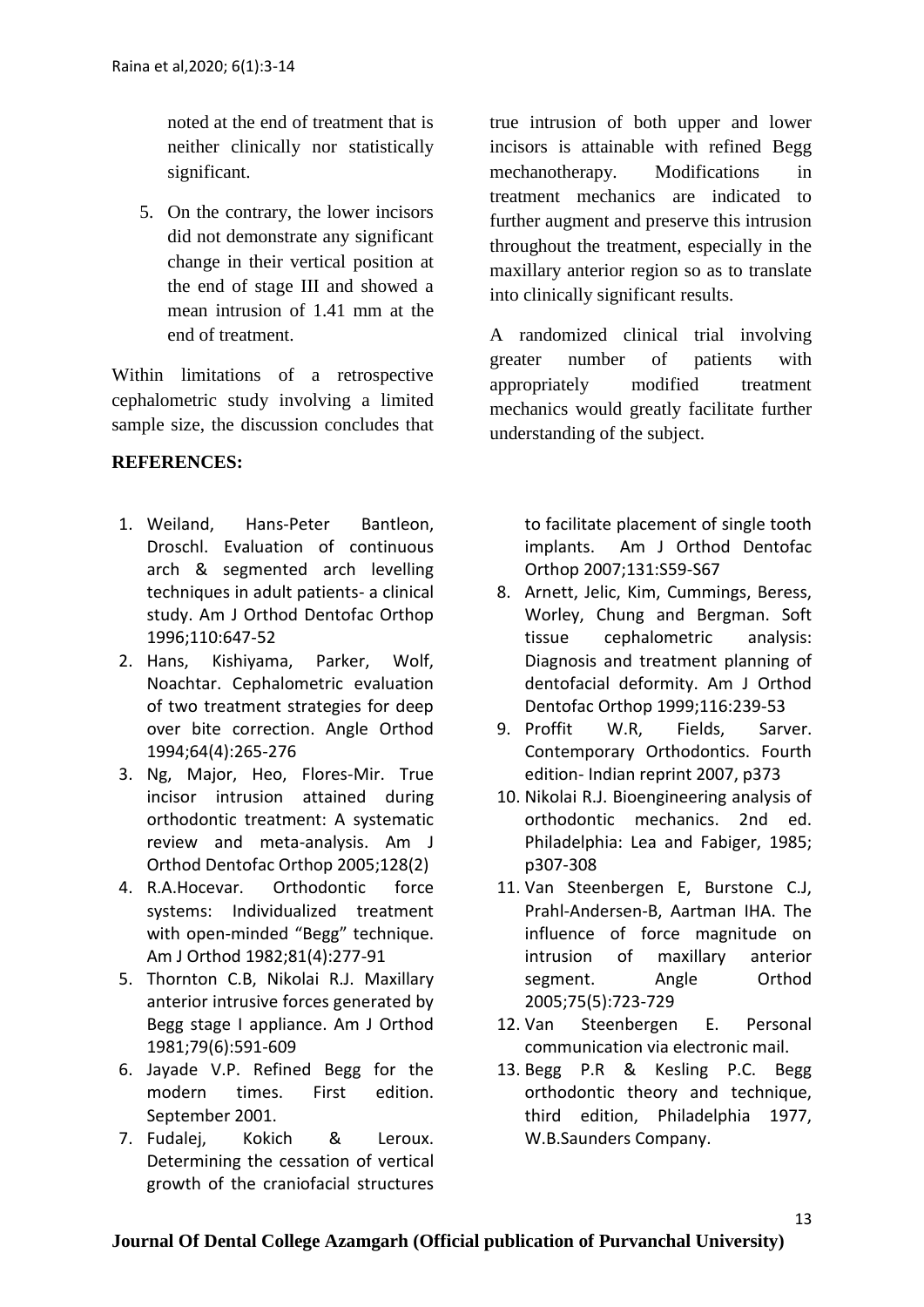noted at the end of treatment that is neither clinically nor statistically significant.

5. On the contrary, the lower incisors did not demonstrate any significant change in their vertical position at the end of stage III and showed a mean intrusion of 1.41 mm at the end of treatment.

Within limitations of a retrospective cephalometric study involving a limited sample size, the discussion concludes that true intrusion of both upper and lower incisors is attainable with refined Begg mechanotherapy. Modifications in treatment mechanics are indicated to further augment and preserve this intrusion throughout the treatment, especially in the maxillary anterior region so as to translate into clinically significant results.

A randomized clinical trial involving greater number of patients with appropriately modified treatment mechanics would greatly facilitate further understanding of the subject.

**REFERENCES:**

1. Weiland, Hans-Peter Bantleon, Droschl. Evaluation of continuous arch & segmented arch levelling techniques in adult patients- a clinical study. Am J Orthod Dentofac Orthop 1996;110:647-52
2. Hans, Kishiyama, Parker, Wolf, Noachtar. Cephalometric evaluation of two treatment strategies for deep over bite correction. Angle Orthod 1994;64(4):265-276
3. Ng, Major, Heo, Flores-Mir. True incisor intrusion attained during orthodontic treatment: A systematic review and meta-analysis. Am J Orthod Dentofac Orthop 2005;128(2)
4. R.A.Hocevar. Orthodontic force systems: Individualized treatment with open-minded "Begg" technique. Am J Orthod 1982;81(4):277-91
5. Thornton C.B, Nikolai R.J. Maxillary anterior intrusive forces generated by Begg stage I appliance. Am J Orthod 1981;79(6):591-609
6. Jayade V.P. Refined Begg for the modern times. First edition. September 2001.
7. Fudalej, Kokich & Leroux. Determining the cessation of vertical growth of the craniofacial structures to facilitate placement of single tooth implants. Am J Orthod Dentofac Orthop 2007;131:S59-S67
8. Arnett, Jelic, Kim, Cummings, Beress, Worley, Chung and Bergman. Soft tissue cephalometric analysis: Diagnosis and treatment planning of dentofacial deformity. Am J Orthod Dentofac Orthop 1999;116:239-53
9. Proffit W.R, Fields, Sarver. Contemporary Orthodontics. Fourth edition- Indian reprint 2007, p373
10. Nikolai R.J. Bioengineering analysis of orthodontic mechanics. 2nd ed. Philadelphia: Lea and Fabiger, 1985; p307-308
11. Van Steenbergen E, Burstone C.J, Prahl-Andersen-B, Aartman IHA. The influence of force magnitude on intrusion of maxillary anterior segment. Angle Orthod 2005;75(5):723-729
12. Van Steenbergen E. Personal communication via electronic mail.
13. Begg P.R & Kesling P.C. Begg orthodontic theory and technique, third edition, Philadelphia 1977, W.B.Saunders Company.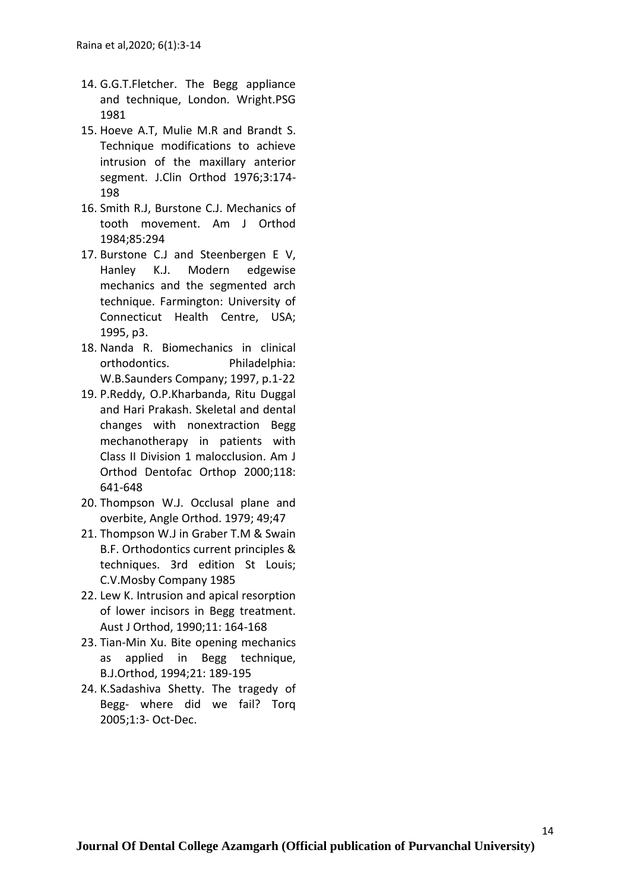14. G.G.T.Fletcher. The Begg appliance and technique, London. Wright.PSG 1981
15. Hoeve A.T, Mulie M.R and Brandt S. Technique modifications to achieve intrusion of the maxillary anterior segment. J.Clin Orthod 1976;3:174-198
16. Smith R.J, Burstone C.J. Mechanics of tooth movement. Am J Orthod 1984;85:294
17. Burstone C.J and Steenbergen E V, Hanley K.J. Modern edgewise mechanics and the segmented arch technique. Farmington: University of Connecticut Health Centre, USA; 1995, p3.
18. Nanda R. Biomechanics in clinical orthodontics. Philadelphia: W.B.Saunders Company; 1997, p.1-22
19. P.Reddy, O.P.Kharbanda, Ritu Duggal and Hari Prakash. Skeletal and dental changes with nonextraction Begg mechanotherapy in patients with Class II Division 1 malocclusion. Am J Orthod Dentofac Orthop 2000;118: 641-648
20. Thompson W.J. Occlusal plane and overbite, Angle Orthod. 1979; 49;47
21. Thompson W.J in Graber T.M & Swain B.F. Orthodontics current principles & techniques. 3rd edition St Louis; C.V.Mosby Company 1985
22. Lew K. Intrusion and apical resorption of lower incisors in Begg treatment. Aust J Orthod, 1990;11: 164-168
23. Tian-Min Xu. Bite opening mechanics as applied in Begg technique, B.J.Orthod, 1994;21: 189-195
24. K.Sadashiva Shetty. The tragedy of Begg- where did we fail? Torq 2005;1:3- Oct-Dec.